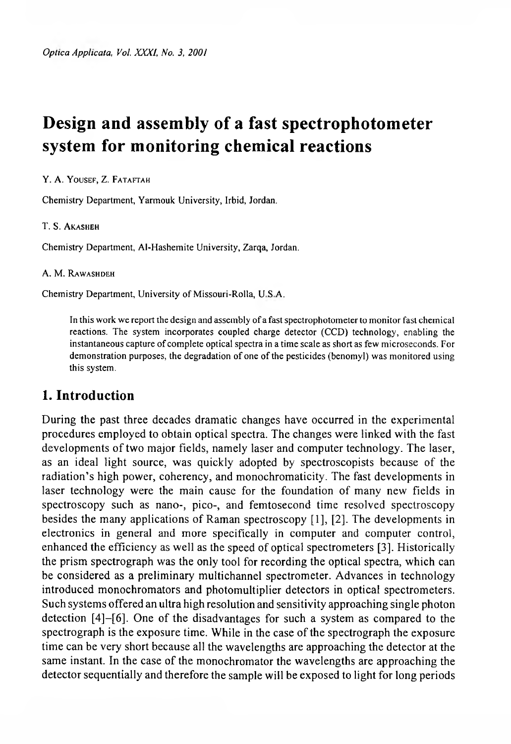# Design and assembly of a fast spectrophotometer system for monitoring chemical reactions

Y. A. Yousef, Z. Fataftah

Chemistry Department, Yarmouk University, Irbid, Jordan.

T. S. Akasheh

Chemistry Department, Al-Hashemite University, Zarqa, Jordan.

A. M. Rawashdeh

Chemistry Department, University of Missouri-Rolla, U.S.A.

In this work we report the design and assembly of a fast spectrophotometer to monitor fast chemical reactions. The system incorporates coupled charge detector (CCD) technology, enabling the instantaneous capture of complete optical spectra in a time scale as short as few microseconds. For demonstration purposes, the degradation of one of the pesticides (benomyl) was monitored using this system.

## 1. Introduction

During the past three decades dramatic changes have occurred in the experimental procedures employed to obtain optical spectra. The changes were linked with the fast developments of two major fields, namely laser and computer technology. The laser, as an ideal light source, was quickly adopted by spectroscopists because of the radiation's high power, coherency, and monochromaticity. The fast developments in laser technology were the main cause for the foundation of many new fields in spectroscopy such as nano-, pico-, and femtosecond time resolved spectroscopy besides the many applications of Raman spectroscopy [1], [2]. The developments in electronics in general and more specifically in computer and computer control, enhanced the efficiency as well as the speed of optical spectrometers [3]. Historically the prism spectrograph was the only tool for recording the optical spectra, which can be considered as a preliminary multichannel spectrometer. Advances in technology introduced monochromators and photomultiplier detectors in optical spectrometers. Such systems offered an ultra high resolution and sensitivity approaching single photon detection [4]–[6]. One of the disadvantages for such a system as compared to the spectrograph is the exposure time. While in the case of the spectrograph the exposure time can be very short because all the wavelengths are approaching the detector at the same instant. In the case of the monochromator the wavelengths are approaching the detector sequentially and therefore the sample will be exposed to light for long periods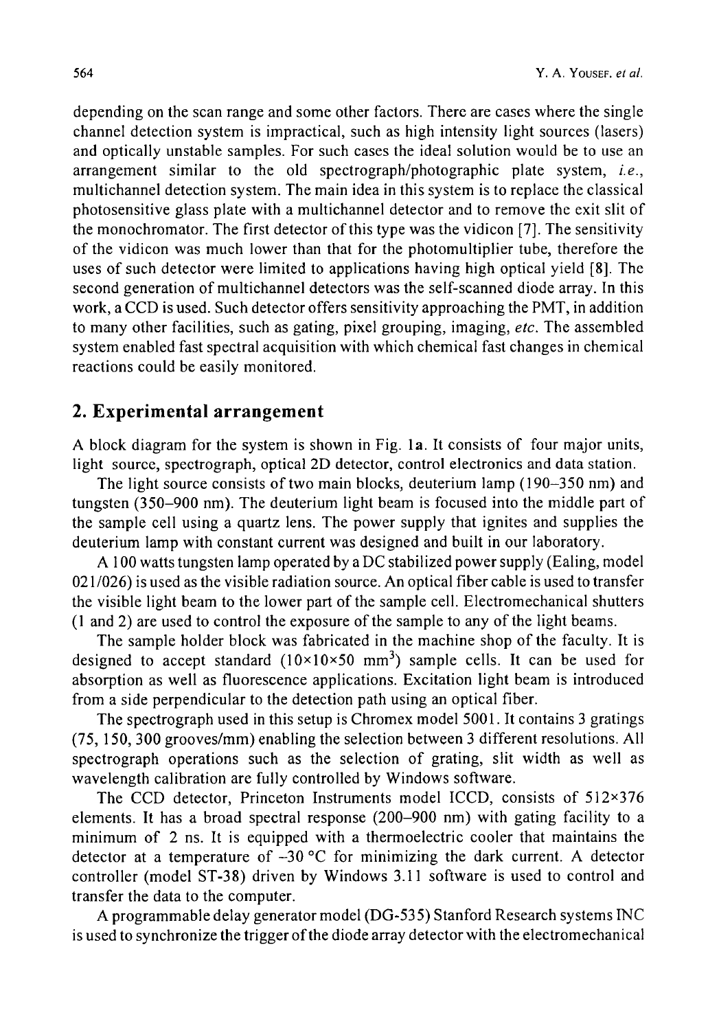depending on the scan range and some other factors. There are cases where the single channel detection system is impractical, such as high intensity light sources (lasers) and optically unstable samples. For such cases the ideal solution would be to use an arrangement similar to the old spectrograph/photographic plate system, *i.e.*, multichannel detection system. The main idea in this system is to replace the classical photosensitive glass plate with a multichannel detector and to remove the exit slit of the monochromator. The first detector of this type was the vidicon [7]. The sensitivity of the vidicon was much lower than that for the photomultiplier tube, therefore the uses of such detector were limited to applications having high optical yield [8]. The second generation of multichannel detectors was the self-scanned diode array. In this work, a CCD is used. Such detector offers sensitivity approaching the PMT, in addition to many other facilities, such as gating, pixel grouping, imaging, *etc.* The assembled system enabled fast spectral acquisition with which chemical fast changes in chemical reactions could be easily monitored.

## 2. Experimental arrangement

A block diagram for the system is shown in Fig. 1**a**. It consists of four major units, light source, spectrograph, optical 2D detector, control electronics and data station.

The light source consists of two main blocks, deuterium lamp (190–350 nm) and tungsten (350–900 nm). The deuterium light beam is focused into the middle part of the sample cell using a quartz lens. The power supply that ignites and supplies the deuterium lamp with constant current was designed and built in our laboratory.

A 100 watts tungsten lamp operated by a DC stabilized power supply (Ealing, model 021/026) is used as the visible radiation source. An optical fiber cable is used to transfer the visible light beam to the lower part of the sample cell. Electromechanical shutters (1 and 2) are used to control the exposure of the sample to any of the light beams.

The sample holder block was fabricated in the machine shop of the faculty. It is designed to accept standard ($10\times10\times50$ mm$^3$) sample cells. It can be used for absorption as well as fluorescence applications. Excitation light beam is introduced from a side perpendicular to the detection path using an optical fiber.

The spectrograph used in this setup is Chromex model 5001. It contains 3 gratings (75, 150, 300 grooves/mm) enabling the selection between 3 different resolutions. All spectrograph operations such as the selection of grating, slit width as well as wavelength calibration are fully controlled by Windows software.

The CCD detector, Princeton Instruments model ICCD, consists of $512\times376$ elements. It has a broad spectral response (200–900 nm) with gating facility to a minimum of 2 ns. It is equipped with a thermoelectric cooler that maintains the detector at a temperature of $-30$ °C for minimizing the dark current. A detector controller (model ST-38) driven by Windows 3.11 software is used to control and transfer the data to the computer.

A programmable delay generator model (DG-535) Stanford Research systems INC is used to synchronize the trigger of the diode array detector with the electromechanical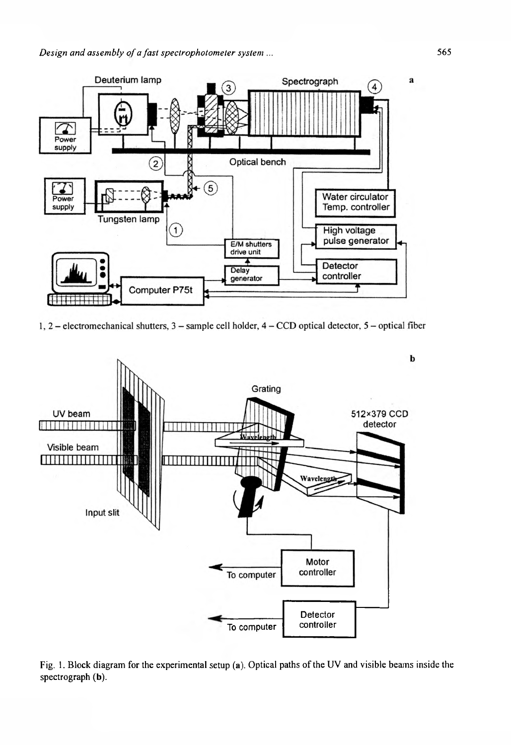1, 2 – electromechanical shutters, 3 – sample cell holder, 4 – CCD optical detector, 5 – optical fiber

Fig. 1. Block diagram for the experimental setup (**a**). Optical paths of the UV and visible beams inside the spectrograph (**b**).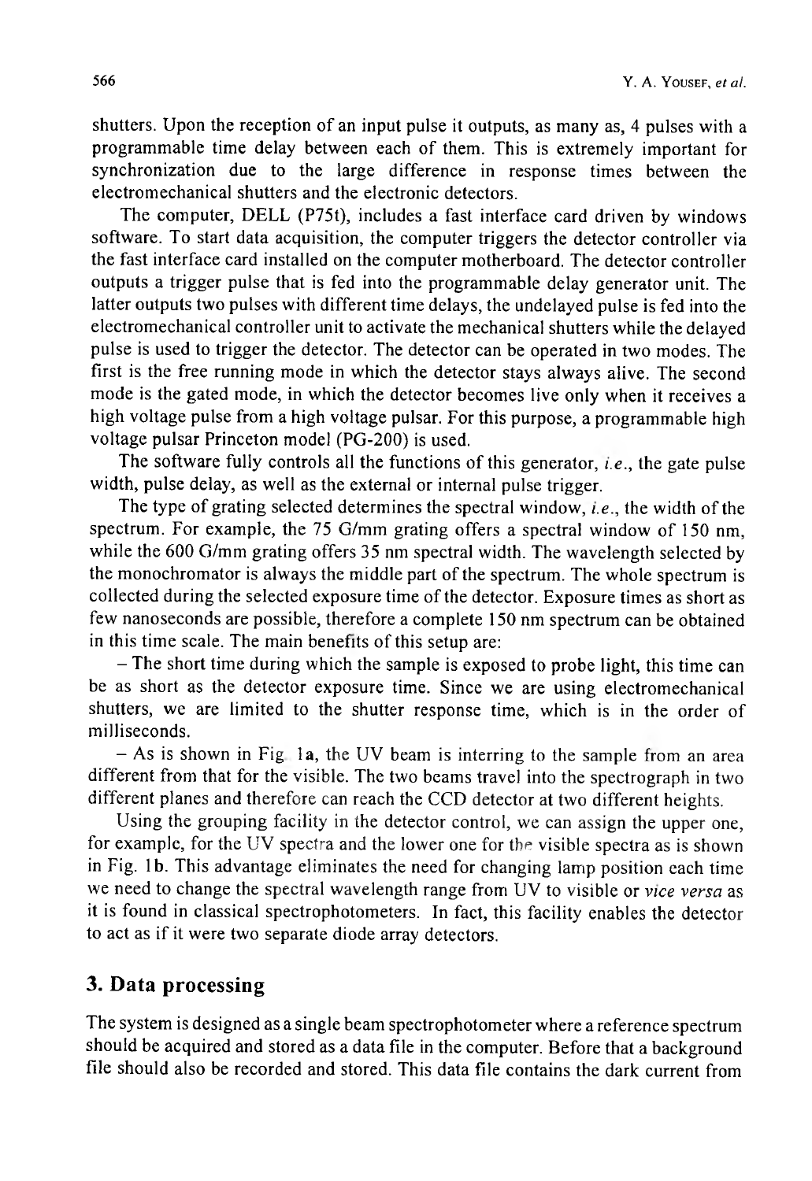shutters. Upon the reception of an input pulse it outputs, as many as, 4 pulses with a programmable time delay between each of them. This is extremely important for synchronization due to the large difference in response times between the electromechanical shutters and the electronic detectors.

The computer, DELL (P75t), includes a fast interface card driven by windows software. To start data acquisition, the computer triggers the detector controller via the fast interface card installed on the computer motherboard. The detector controller outputs a trigger pulse that is fed into the programmable delay generator unit. The latter outputs two pulses with different time delays, the undelayed pulse is fed into the electromechanical controller unit to activate the mechanical shutters while the delayed pulse is used to trigger the detector. The detector can be operated in two modes. The first is the free running mode in which the detector stays always alive. The second mode is the gated mode, in which the detector becomes live only when it receives a high voltage pulse from a high voltage pulsar. For this purpose, a programmable high voltage pulsar Princeton model (PG-200) is used.

The software fully controls all the functions of this generator, *i.e.*, the gate pulse width, pulse delay, as well as the external or internal pulse trigger.

The type of grating selected determines the spectral window, *i.e.*, the width of the spectrum. For example, the 75 G/mm grating offers a spectral window of 150 nm, while the 600 G/mm grating offers 35 nm spectral width. The wavelength selected by the monochromator is always the middle part of the spectrum. The whole spectrum is collected during the selected exposure time of the detector. Exposure times as short as few nanoseconds are possible, therefore a complete 150 nm spectrum can be obtained in this time scale. The main benefits of this setup are:

– The short time during which the sample is exposed to probe light, this time can be as short as the detector exposure time. Since we are using electromechanical shutters, we are limited to the shutter response time, which is in the order of milliseconds.

– As is shown in Fig. 1**a**, the UV beam is interring to the sample from an area different from that for the visible. The two beams travel into the spectrograph in two different planes and therefore can reach the CCD detector at two different heights.

Using the grouping facility in the detector control, we can assign the upper one, for example, for the UV spectra and the lower one for the visible spectra as is shown in Fig. 1**b**. This advantage eliminates the need for changing lamp position each time we need to change the spectral wavelength range from UV to visible or *vice versa* as it is found in classical spectrophotometers. In fact, this facility enables the detector to act as if it were two separate diode array detectors.

## 3. Data processing

The system is designed as a single beam spectrophotometer where a reference spectrum should be acquired and stored as a data file in the computer. Before that a background file should also be recorded and stored. This data file contains the dark current from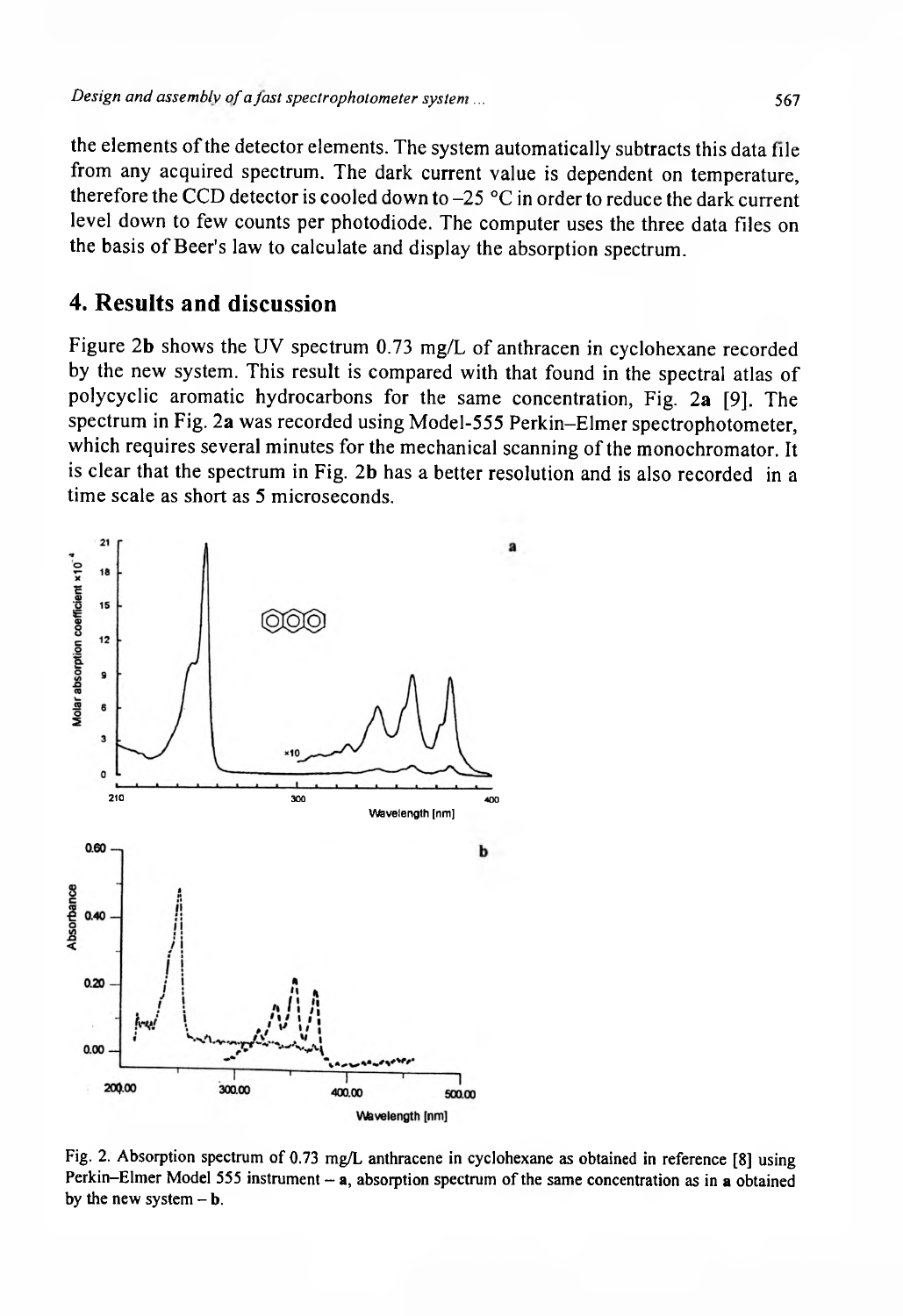the elements of the detector elements. The system automatically subtracts this data file from any acquired spectrum. The dark current value is dependent on temperature, therefore the CCD detector is cooled down to –25 °C in order to reduce the dark current level down to few counts per photodiode. The computer uses the three data files on the basis of Beer's law to calculate and display the absorption spectrum.

## 4. Results and discussion

Figure 2**b** shows the UV spectrum 0.73 mg/L of anthracen in cyclohexane recorded by the new system. This result is compared with that found in the spectral atlas of polycyclic aromatic hydrocarbons for the same concentration, Fig. 2**a** [9]. The spectrum in Fig. 2**a** was recorded using Model-555 Perkin–Elmer spectrophotometer, which requires several minutes for the mechanical scanning of the monochromator. It is clear that the spectrum in Fig. 2**b** has a better resolution and is also recorded in a time scale as short as 5 microseconds.

Fig. 2. Absorption spectrum of 0.73 mg/L anthracene in cyclohexane as obtained in reference [8] using Perkin–Elmer Model 555 instrument – **a**, absorption spectrum of the same concentration as in **a** obtained by the new system – **b**.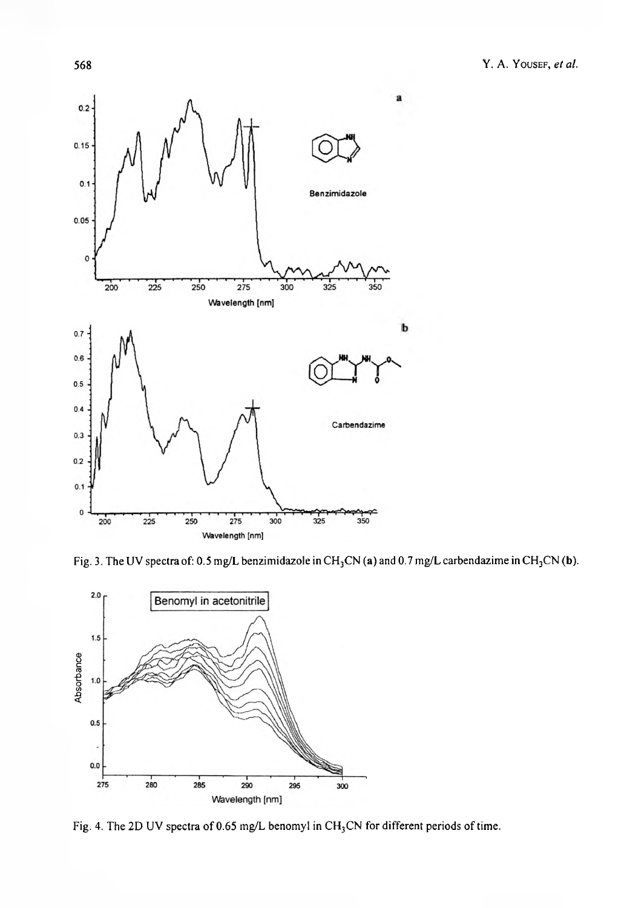Fig. 3. The UV spectra of: 0.5 mg/L benzimidazole in $CH_3CN$ (**a**) and 0.7 mg/L carbendazime in $CH_3CN$ (**b**).

Fig. 4. The 2D UV spectra of 0.65 mg/L benomyl in $CH_3CN$ for different periods of time.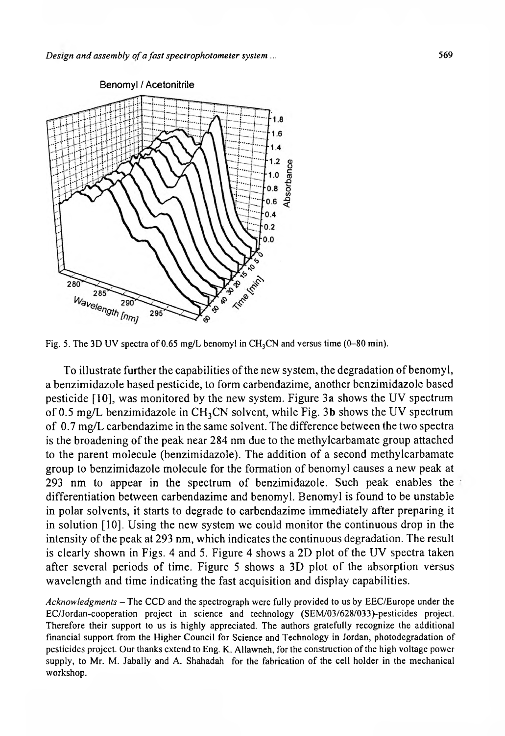Fig. 5. The 3D UV spectra of 0.65 mg/L benomyl in $CH_3CN$ and versus time (0–80 min).

To illustrate further the capabilities of the new system, the degradation of benomyl, a benzimidazole based pesticide, to form carbendazime, another benzimidazole based pesticide [10], was monitored by the new system. Figure 3**a** shows the UV spectrum of 0.5 mg/L benzimidazole in $CH_3CN$ solvent, while Fig. 3**b** shows the UV spectrum of 0.7 mg/L carbendazime in the same solvent. The difference between the two spectra is the broadening of the peak near 284 nm due to the methylcarbamate group attached to the parent molecule (benzimidazole). The addition of a second methylcarbamate group to benzimidazole molecule for the formation of benomyl causes a new peak at 293 nm to appear in the spectrum of benzimidazole. Such peak enables the differentiation between carbendazime and benomyl. Benomyl is found to be unstable in polar solvents, it starts to degrade to carbendazime immediately after preparing it in solution [10]. Using the new system we could monitor the continuous drop in the intensity of the peak at 293 nm, which indicates the continuous degradation. The result is clearly shown in Figs. 4 and 5. Figure 4 shows a 2D plot of the UV spectra taken after several periods of time. Figure 5 shows a 3D plot of the absorption versus wavelength and time indicating the fast acquisition and display capabilities.

*Acknowledgments* – The CCD and the spectrograph were fully provided to us by EEC/Europe under the EC/Jordan-cooperation project in science and technology (SEM/03/628/033)-pesticides project. Therefore their support to us is highly appreciated. The authors gratefully recognize the additional financial support from the Higher Council for Science and Technology in Jordan, photodegradation of pesticides project. Our thanks extend to Eng. K. Allawneh, for the construction of the high voltage power supply, to Mr. M. Jabally and A. Shahadah for the fabrication of the cell holder in the mechanical workshop.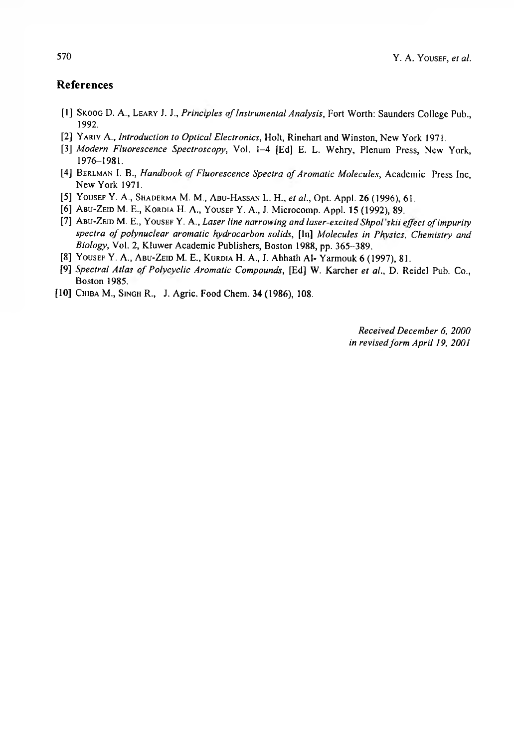## References

[1] Skoog D. A., Leary J. J., *Principles of Instrumental Analysis*, Fort Worth: Saunders College Pub., 1992.

[2] Yariv A., *Introduction to Optical Electronics*, Holt, Rinehart and Winston, New York 1971.

[3] *Modern Fluorescence Spectroscopy*, Vol. 1–4 [Ed] E. L. Wehry, Plenum Press, New York, 1976–1981.

[4] Berlman I. B., *Handbook of Fluorescence Spectra of Aromatic Molecules*, Academic Press Inc, New York 1971.

[5] Yousef Y. A., Shaderma M. M., Abu-Hassan L. H., *et al.*, Opt. Appl. **26** (1996), 61.

[6] Abu-Zeid M. E., Kordia H. A., Yousef Y. A., J. Microcomp. Appl. **15** (1992), 89.

[7] Abu-Zeid M. E., Yousef Y. A., *Laser line narrowing and laser-excited Shpol'skii effect of impurity spectra of polynuclear aromatic hydrocarbon solids*, [In] *Molecules in Physics, Chemistry and Biology*, Vol. 2, Kluwer Academic Publishers, Boston 1988, pp. 365–389.

[8] Yousef Y. A., Abu-Zeid M. E., Kurdia H. A., J. Abhath Al- Yarmouk **6** (1997), 81.

[9] *Spectral Atlas of Polycyclic Aromatic Compounds*, [Ed] W. Karcher *et al.*, D. Reidel Pub. Co., Boston 1985.

[10] Chiba M., Singh R., J. Agric. Food Chem. **34** (1986), 108.

*Received December 6, 2000*
*in revised form April 19, 2001*